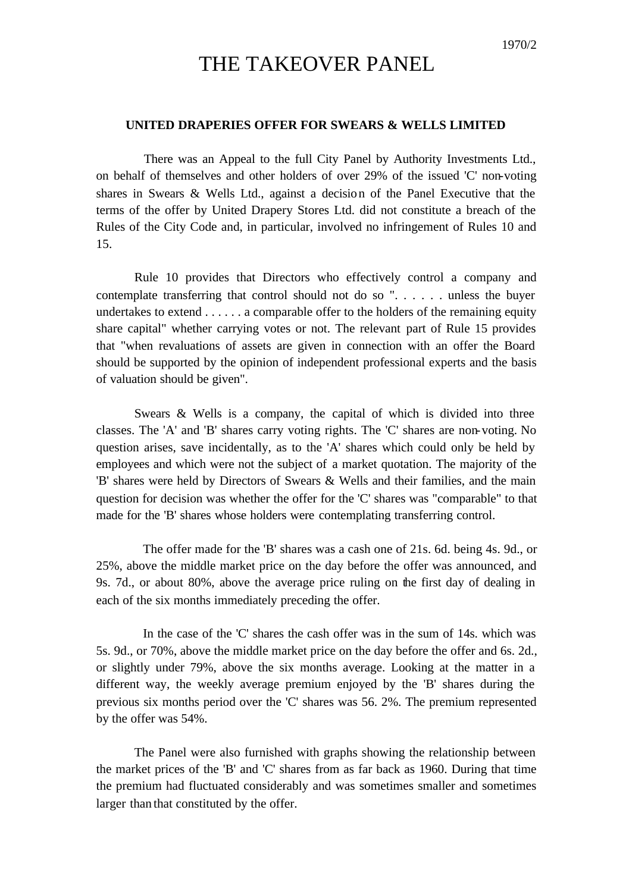1970/2

# THE TAKEOVER PANEL

## UNITED DRAPERIES OFFER FOR SWEARS & WELLS LIMITED

There was an Appeal to the full City Panel by Authority Investments Ltd., on behalf of themselves and other holders of over 29% of the issued 'C' non-voting shares in Swears & Wells Ltd., against a decision of the Panel Executive that the terms of the offer by United Drapery Stores Ltd. did not constitute a breach of the Rules of the City Code and, in particular, involved no infringement of Rules 10 and 15.

Rule 10 provides that Directors who effectively control a company and contemplate transferring that control should not do so ". . . . . . unless the buyer undertakes to extend . . . . . . a comparable offer to the holders of the remaining equity share capital" whether carrying votes or not. The relevant part of Rule 15 provides that "when revaluations of assets are given in connection with an offer the Board should be supported by the opinion of independent professional experts and the basis of valuation should be given".

Swears & Wells is a company, the capital of which is divided into three classes. The 'A' and 'B' shares carry voting rights. The 'C' shares are non-voting. No question arises, save incidentally, as to the 'A' shares which could only be held by employees and which were not the subject of a market quotation. The majority of the 'B' shares were held by Directors of Swears & Wells and their families, and the main question for decision was whether the offer for the 'C' shares was "comparable" to that made for the 'B' shares whose holders were contemplating transferring control.

The offer made for the 'B' shares was a cash one of 21s. 6d. being 4s. 9d., or 25%, above the middle market price on the day before the offer was announced, and 9s. 7d., or about 80%, above the average price ruling on the first day of dealing in each of the six months immediately preceding the offer.

In the case of the 'C' shares the cash offer was in the sum of 14s. which was 5s. 9d., or 70%, above the middle market price on the day before the offer and 6s. 2d., or slightly under 79%, above the six months average. Looking at the matter in a different way, the weekly average premium enjoyed by the 'B' shares during the previous six months period over the 'C' shares was 56. 2%. The premium represented by the offer was 54%.

The Panel were also furnished with graphs showing the relationship between the market prices of the 'B' and 'C' shares from as far back as 1960. During that time the premium had fluctuated considerably and was sometimes smaller and sometimes larger than that constituted by the offer.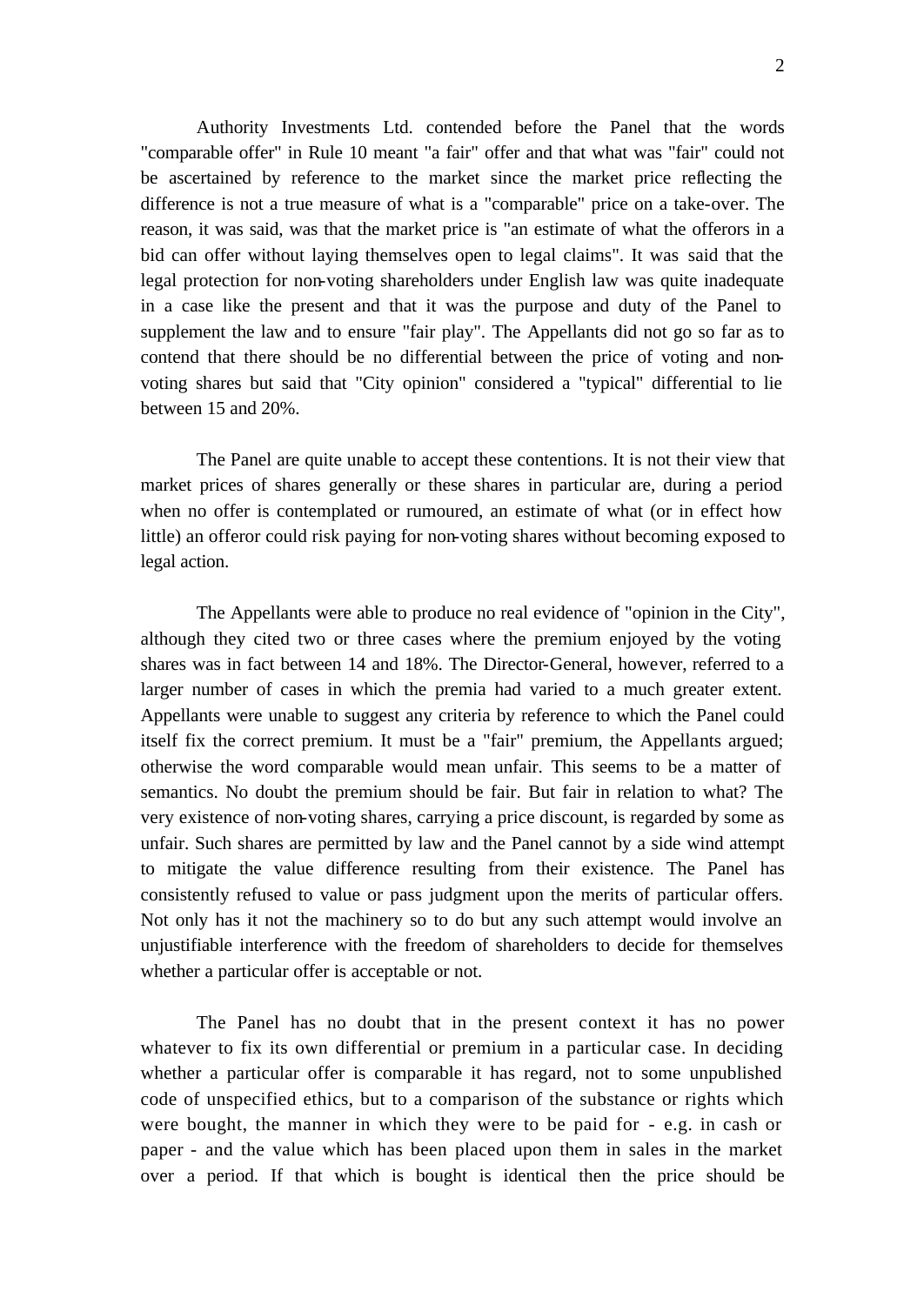Authority Investments Ltd. contended before the Panel that the words "comparable offer" in Rule 10 meant "a fair" offer and that what was "fair" could not be ascertained by reference to the market since the market price reflecting the difference is not a true measure of what is a "comparable" price on a take-over. The reason, it was said, was that the market price is "an estimate of what the offerors in a bid can offer without laying themselves open to legal claims". It was said that the legal protection for non-voting shareholders under English law was quite inadequate in a case like the present and that it was the purpose and duty of the Panel to supplement the law and to ensure "fair play". The Appellants did not go so far as to contend that there should be no differential between the price of voting and non-voting shares but said that "City opinion" considered a "typical" differential to lie between 15 and 20%.

The Panel are quite unable to accept these contentions. It is not their view that market prices of shares generally or these shares in particular are, during a period when no offer is contemplated or rumoured, an estimate of what (or in effect how little) an offeror could risk paying for non-voting shares without becoming exposed to legal action.

The Appellants were able to produce no real evidence of "opinion in the City", although they cited two or three cases where the premium enjoyed by the voting shares was in fact between 14 and 18%. The Director-General, however, referred to a larger number of cases in which the premia had varied to a much greater extent. Appellants were unable to suggest any criteria by reference to which the Panel could itself fix the correct premium. It must be a "fair" premium, the Appellants argued; otherwise the word comparable would mean unfair. This seems to be a matter of semantics. No doubt the premium should be fair. But fair in relation to what? The very existence of non-voting shares, carrying a price discount, is regarded by some as unfair. Such shares are permitted by law and the Panel cannot by a side wind attempt to mitigate the value difference resulting from their existence. The Panel has consistently refused to value or pass judgment upon the merits of particular offers. Not only has it not the machinery so to do but any such attempt would involve an unjustifiable interference with the freedom of shareholders to decide for themselves whether a particular offer is acceptable or not.

The Panel has no doubt that in the present context it has no power whatever to fix its own differential or premium in a particular case. In deciding whether a particular offer is comparable it has regard, not to some unpublished code of unspecified ethics, but to a comparison of the substance or rights which were bought, the manner in which they were to be paid for - e.g. in cash or paper - and the value which has been placed upon them in sales in the market over a period. If that which is bought is identical then the price should be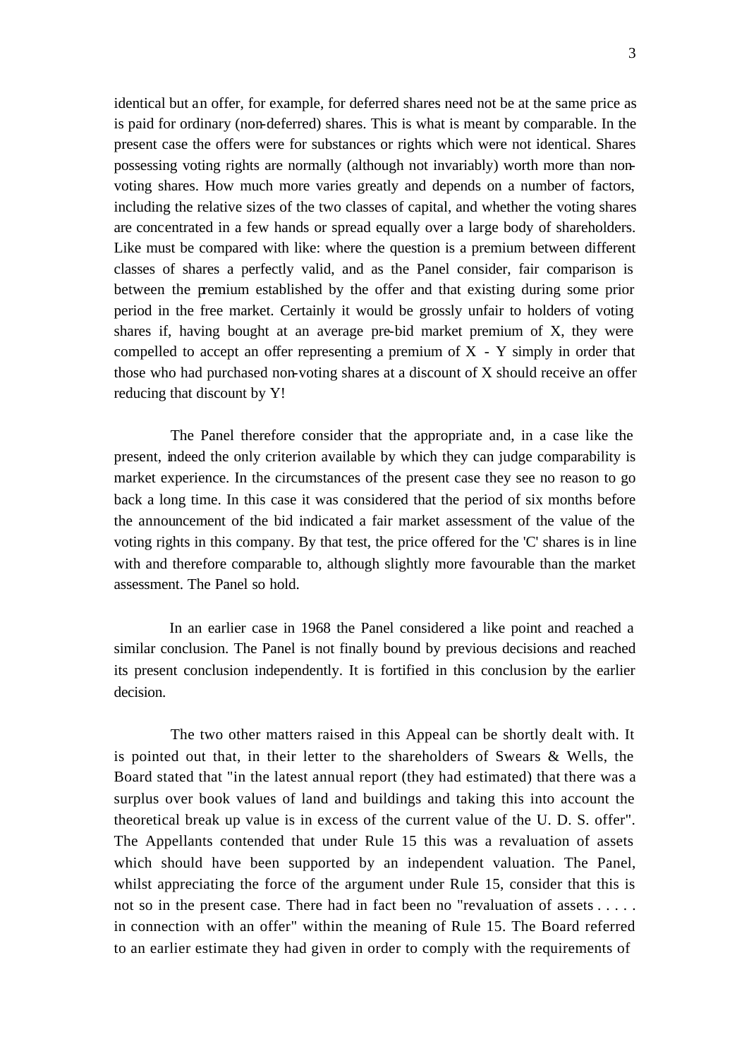identical but an offer, for example, for deferred shares need not be at the same price as is paid for ordinary (non-deferred) shares. This is what is meant by comparable. In the present case the offers were for substances or rights which were not identical. Shares possessing voting rights are normally (although not invariably) worth more than non-voting shares. How much more varies greatly and depends on a number of factors, including the relative sizes of the two classes of capital, and whether the voting shares are concentrated in a few hands or spread equally over a large body of shareholders. Like must be compared with like: where the question is a premium between different classes of shares a perfectly valid, and as the Panel consider, fair comparison is between the premium established by the offer and that existing during some prior period in the free market. Certainly it would be grossly unfair to holders of voting shares if, having bought at an average pre-bid market premium of X, they were compelled to accept an offer representing a premium of X - Y simply in order that those who had purchased non-voting shares at a discount of X should receive an offer reducing that discount by Y!

The Panel therefore consider that the appropriate and, in a case like the present, indeed the only criterion available by which they can judge comparability is market experience. In the circumstances of the present case they see no reason to go back a long time. In this case it was considered that the period of six months before the announcement of the bid indicated a fair market assessment of the value of the voting rights in this company. By that test, the price offered for the 'C' shares is in line with and therefore comparable to, although slightly more favourable than the market assessment. The Panel so hold.

In an earlier case in 1968 the Panel considered a like point and reached a similar conclusion. The Panel is not finally bound by previous decisions and reached its present conclusion independently. It is fortified in this conclusion by the earlier decision.

The two other matters raised in this Appeal can be shortly dealt with. It is pointed out that, in their letter to the shareholders of Swears & Wells, the Board stated that "in the latest annual report (they had estimated) that there was a surplus over book values of land and buildings and taking this into account the theoretical break up value is in excess of the current value of the U. D. S. offer". The Appellants contended that under Rule 15 this was a revaluation of assets which should have been supported by an independent valuation. The Panel, whilst appreciating the force of the argument under Rule 15, consider that this is not so in the present case. There had in fact been no "revaluation of assets . . . . . in connection with an offer" within the meaning of Rule 15. The Board referred to an earlier estimate they had given in order to comply with the requirements of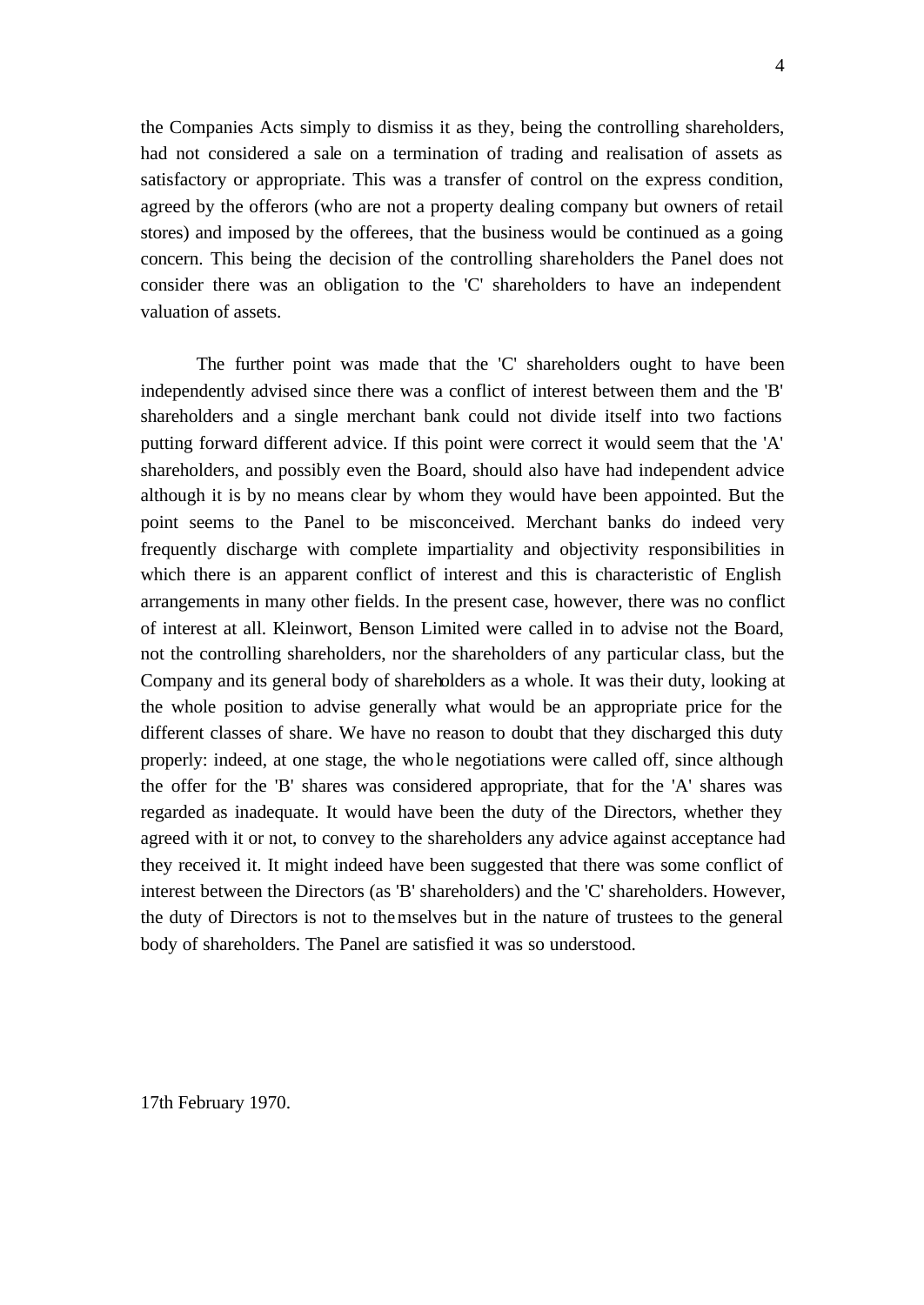the Companies Acts simply to dismiss it as they, being the controlling shareholders, had not considered a sale on a termination of trading and realisation of assets as satisfactory or appropriate. This was a transfer of control on the express condition, agreed by the offerors (who are not a property dealing company but owners of retail stores) and imposed by the offerees, that the business would be continued as a going concern. This being the decision of the controlling shareholders the Panel does not consider there was an obligation to the 'C' shareholders to have an independent valuation of assets.

The further point was made that the 'C' shareholders ought to have been independently advised since there was a conflict of interest between them and the 'B' shareholders and a single merchant bank could not divide itself into two factions putting forward different advice. If this point were correct it would seem that the 'A' shareholders, and possibly even the Board, should also have had independent advice although it is by no means clear by whom they would have been appointed. But the point seems to the Panel to be misconceived. Merchant banks do indeed very frequently discharge with complete impartiality and objectivity responsibilities in which there is an apparent conflict of interest and this is characteristic of English arrangements in many other fields. In the present case, however, there was no conflict of interest at all. Kleinwort, Benson Limited were called in to advise not the Board, not the controlling shareholders, nor the shareholders of any particular class, but the Company and its general body of shareholders as a whole. It was their duty, looking at the whole position to advise generally what would be an appropriate price for the different classes of share. We have no reason to doubt that they discharged this duty properly: indeed, at one stage, the whole negotiations were called off, since although the offer for the 'B' shares was considered appropriate, that for the 'A' shares was regarded as inadequate. It would have been the duty of the Directors, whether they agreed with it or not, to convey to the shareholders any advice against acceptance had they received it. It might indeed have been suggested that there was some conflict of interest between the Directors (as 'B' shareholders) and the 'C' shareholders. However, the duty of Directors is not to themselves but in the nature of trustees to the general body of shareholders. The Panel are satisfied it was so understood.

17th February 1970.